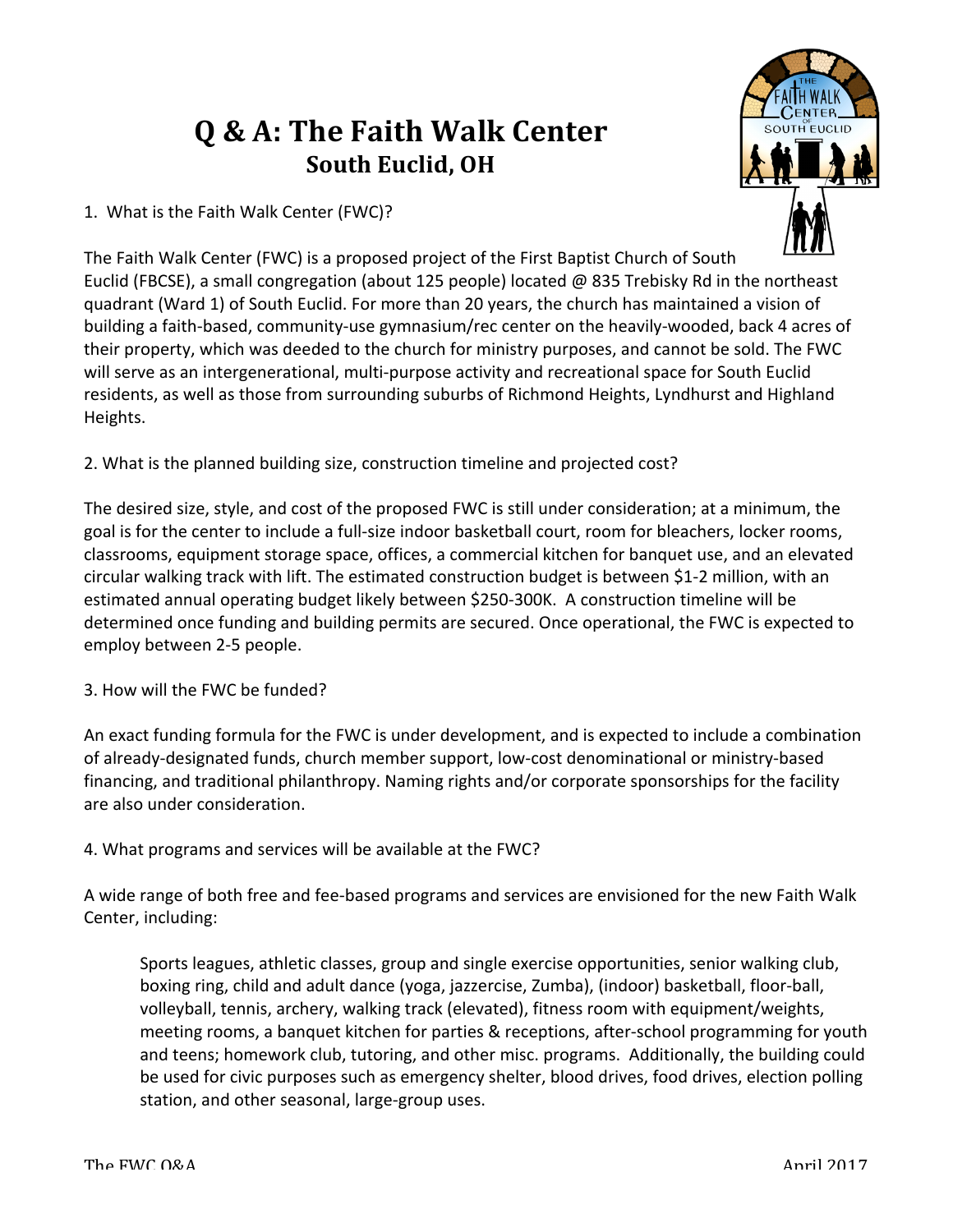# Q & A: The Faith Walk Center

## South Euclid, OH

1. What is the Faith Walk Center (FWC)?

The Faith Walk Center (FWC) is a proposed project of the First Baptist Church of South Euclid (FBCSE), a small congregation (about 125 people) located @ 835 Trebisky Rd in the northeast quadrant (Ward 1) of South Euclid. For more than 20 years, the church has maintained a vision of building a faith-based, community-use gymnasium/rec center on the heavily-wooded, back 4 acres of their property, which was deeded to the church for ministry purposes, and cannot be sold. The FWC will serve as an intergenerational, multi-purpose activity and recreational space for South Euclid residents, as well as those from surrounding suburbs of Richmond Heights, Lyndhurst and Highland Heights.

2. What is the planned building size, construction timeline and projected cost?

The desired size, style, and cost of the proposed FWC is still under consideration; at a minimum, the goal is for the center to include a full-size indoor basketball court, room for bleachers, locker rooms, classrooms, equipment storage space, offices, a commercial kitchen for banquet use, and an elevated circular walking track with lift. The estimated construction budget is between $1-2 million, with an estimated annual operating budget likely between $250-300K. A construction timeline will be determined once funding and building permits are secured. Once operational, the FWC is expected to employ between 2-5 people.

3. How will the FWC be funded?

An exact funding formula for the FWC is under development, and is expected to include a combination of already-designated funds, church member support, low-cost denominational or ministry-based financing, and traditional philanthropy. Naming rights and/or corporate sponsorships for the facility are also under consideration.

4. What programs and services will be available at the FWC?

A wide range of both free and fee-based programs and services are envisioned for the new Faith Walk Center, including:

> Sports leagues, athletic classes, group and single exercise opportunities, senior walking club, boxing ring, child and adult dance (yoga, jazzercise, Zumba), (indoor) basketball, floor-ball, volleyball, tennis, archery, walking track (elevated), fitness room with equipment/weights, meeting rooms, a banquet kitchen for parties & receptions, after-school programming for youth and teens; homework club, tutoring, and other misc. programs. Additionally, the building could be used for civic purposes such as emergency shelter, blood drives, food drives, election polling station, and other seasonal, large-group uses.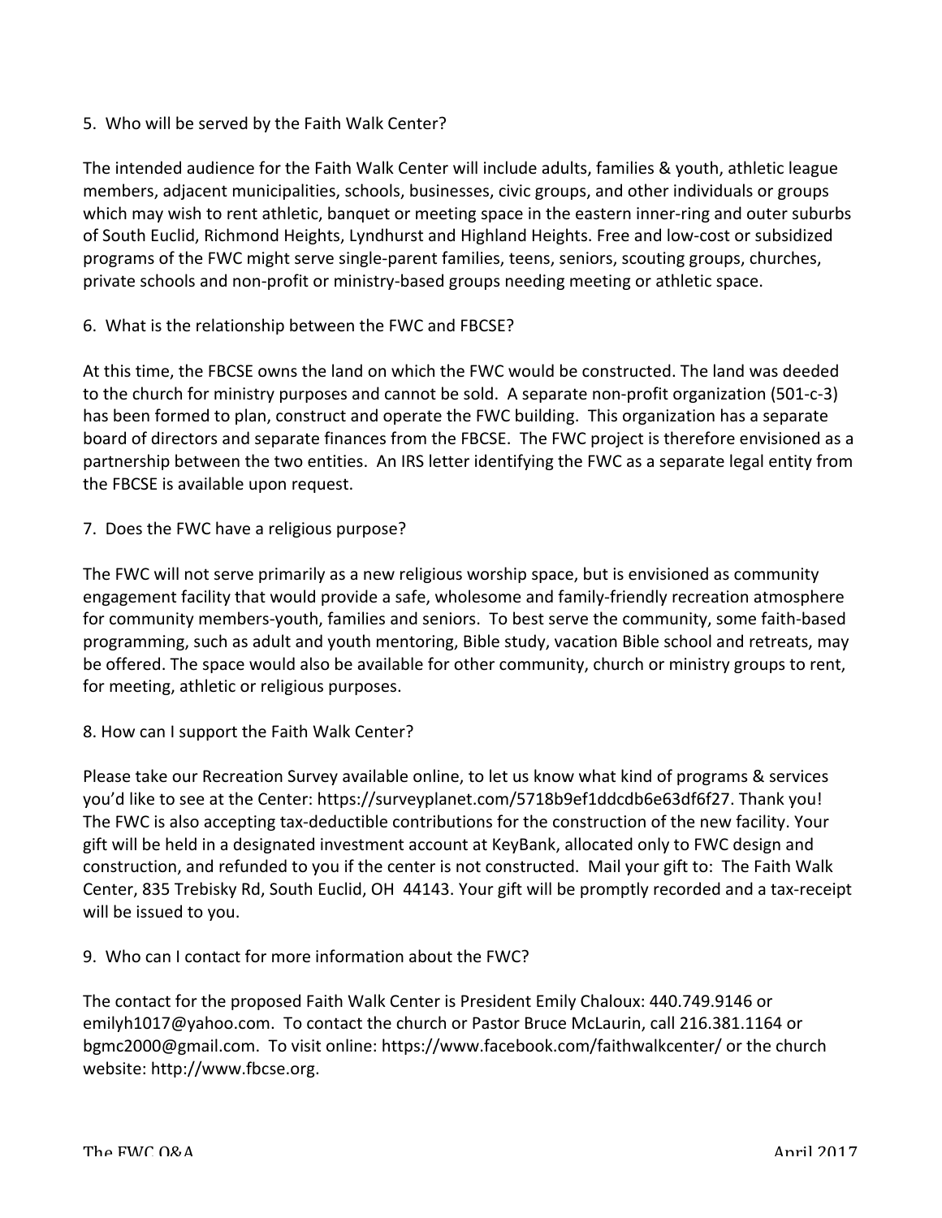5. Who will be served by the Faith Walk Center?

The intended audience for the Faith Walk Center will include adults, families & youth, athletic league members, adjacent municipalities, schools, businesses, civic groups, and other individuals or groups which may wish to rent athletic, banquet or meeting space in the eastern inner-ring and outer suburbs of South Euclid, Richmond Heights, Lyndhurst and Highland Heights. Free and low-cost or subsidized programs of the FWC might serve single-parent families, teens, seniors, scouting groups, churches, private schools and non-profit or ministry-based groups needing meeting or athletic space.

6. What is the relationship between the FWC and FBCSE?

At this time, the FBCSE owns the land on which the FWC would be constructed. The land was deeded to the church for ministry purposes and cannot be sold. A separate non-profit organization (501-c-3) has been formed to plan, construct and operate the FWC building. This organization has a separate board of directors and separate finances from the FBCSE. The FWC project is therefore envisioned as a partnership between the two entities. An IRS letter identifying the FWC as a separate legal entity from the FBCSE is available upon request.

7. Does the FWC have a religious purpose?

The FWC will not serve primarily as a new religious worship space, but is envisioned as community engagement facility that would provide a safe, wholesome and family-friendly recreation atmosphere for community members-youth, families and seniors. To best serve the community, some faith-based programming, such as adult and youth mentoring, Bible study, vacation Bible school and retreats, may be offered. The space would also be available for other community, church or ministry groups to rent, for meeting, athletic or religious purposes.

8. How can I support the Faith Walk Center?

Please take our Recreation Survey available online, to let us know what kind of programs & services you'd like to see at the Center: https://surveyplanet.com/5718b9ef1ddcdb6e63df6f27. Thank you! The FWC is also accepting tax-deductible contributions for the construction of the new facility. Your gift will be held in a designated investment account at KeyBank, allocated only to FWC design and construction, and refunded to you if the center is not constructed. Mail your gift to: The Faith Walk Center, 835 Trebisky Rd, South Euclid, OH 44143. Your gift will be promptly recorded and a tax-receipt will be issued to you.

9. Who can I contact for more information about the FWC?

The contact for the proposed Faith Walk Center is President Emily Chaloux: 440.749.9146 or emilyh1017@yahoo.com. To contact the church or Pastor Bruce McLaurin, call 216.381.1164 or bgmc2000@gmail.com. To visit online: https://www.facebook.com/faithwalkcenter/ or the church website: http://www.fbcse.org.